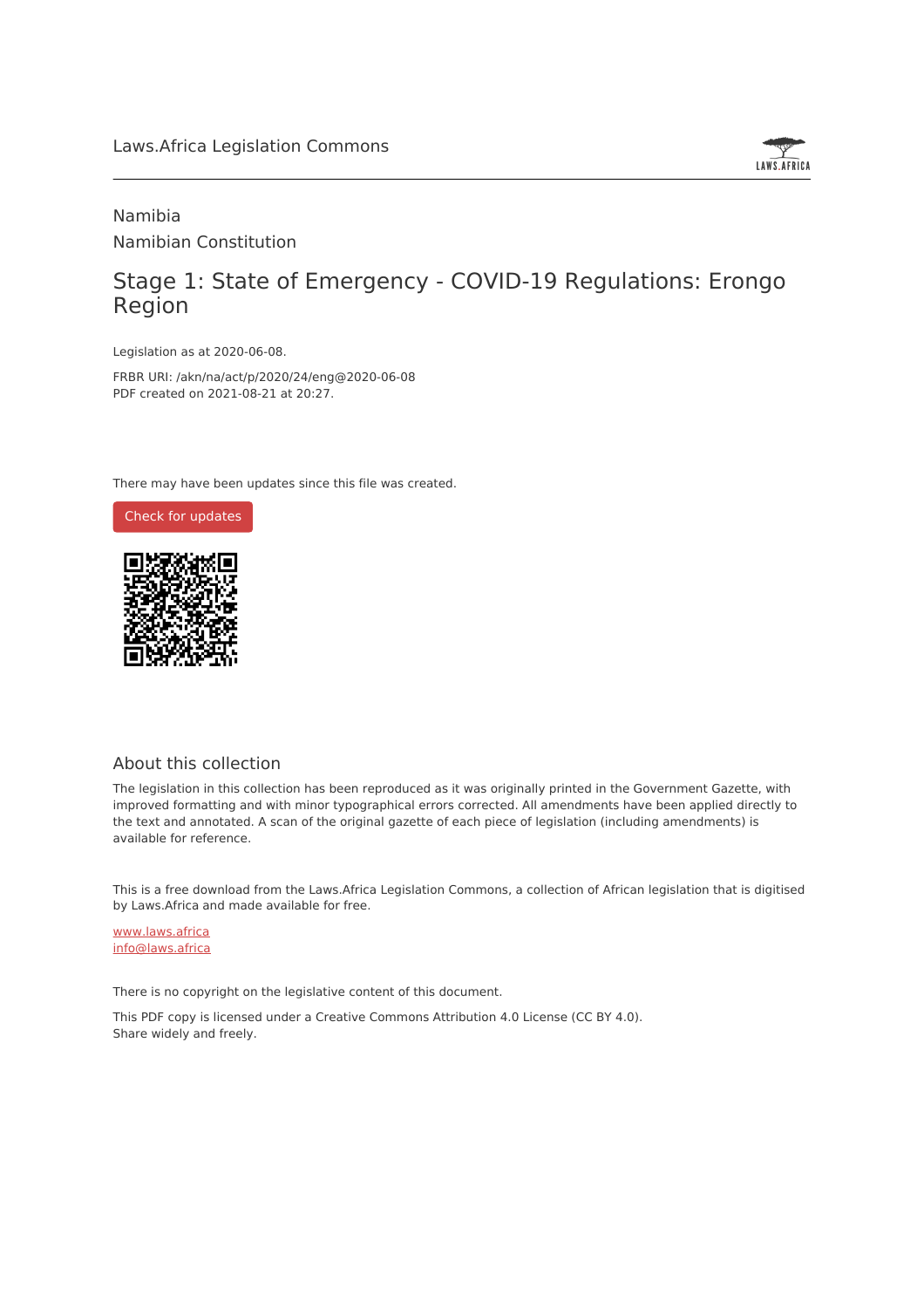Laws.Africa Legislation Commons

Namibia

Namibian Constitution

# Stage 1: State of Emergency - COVID-19 Regulations: Erongo Region

Legislation as at 2020-06-08.

FRBR URI: /akn/na/act/p/2020/24/eng@2020-06-08

PDF created on 2021-08-21 at 20:27.

There may have been updates since this file was created.

Check for updates

## About this collection

The legislation in this collection has been reproduced as it was originally printed in the Government Gazette, with improved formatting and with minor typographical errors corrected. All amendments have been applied directly to the text and annotated. A scan of the original gazette of each piece of legislation (including amendments) is available for reference.

This is a free download from the Laws.Africa Legislation Commons, a collection of African legislation that is digitised by Laws.Africa and made available for free.

www.laws.africa

info@laws.africa

There is no copyright on the legislative content of this document.

This PDF copy is licensed under a Creative Commons Attribution 4.0 License (CC BY 4.0).
Share widely and freely.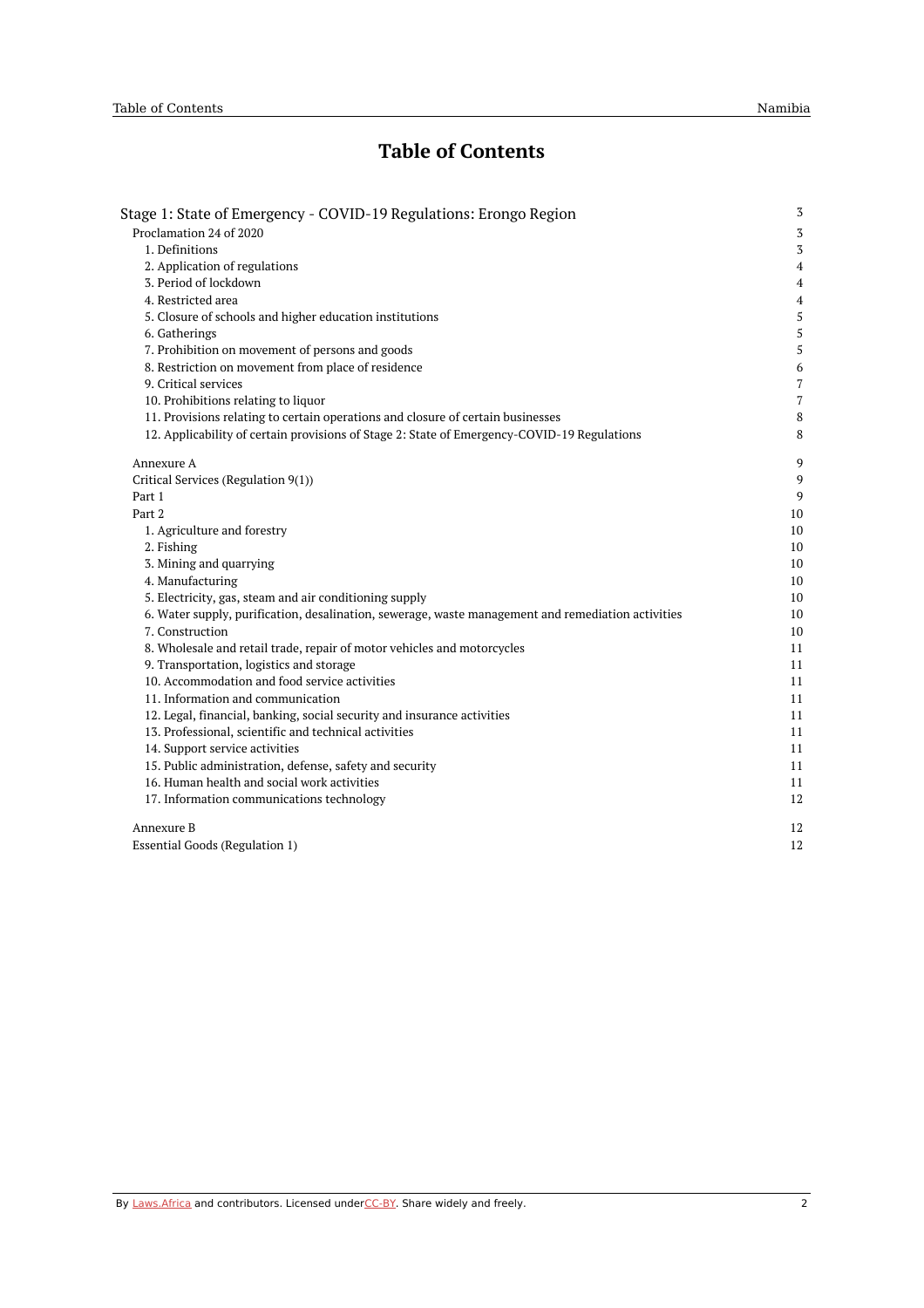# Table of Contents

- Stage 1: State of Emergency - COVID-19 Regulations: Erongo Region — 3
  - Proclamation 24 of 2020 — 3
    - 1. Definitions — 3
    - 2. Application of regulations — 4
    - 3. Period of lockdown — 4
    - 4. Restricted area — 4
    - 5. Closure of schools and higher education institutions — 5
    - 6. Gatherings — 5
    - 7. Prohibition on movement of persons and goods — 5
    - 8. Restriction on movement from place of residence — 6
    - 9. Critical services — 7
    - 10. Prohibitions relating to liquor — 7
    - 11. Provisions relating to certain operations and closure of certain businesses — 8
    - 12. Applicability of certain provisions of Stage 2: State of Emergency-COVID-19 Regulations — 8
  - Annexure A — 9
  - Critical Services (Regulation 9(1)) — 9
  - Part 1 — 9
  - Part 2 — 10
    - 1. Agriculture and forestry — 10
    - 2. Fishing — 10
    - 3. Mining and quarrying — 10
    - 4. Manufacturing — 10
    - 5. Electricity, gas, steam and air conditioning supply — 10
    - 6. Water supply, purification, desalination, sewerage, waste management and remediation activities — 10
    - 7. Construction — 10
    - 8. Wholesale and retail trade, repair of motor vehicles and motorcycles — 11
    - 9. Transportation, logistics and storage — 11
    - 10. Accommodation and food service activities — 11
    - 11. Information and communication — 11
    - 12. Legal, financial, banking, social security and insurance activities — 11
    - 13. Professional, scientific and technical activities — 11
    - 14. Support service activities — 11
    - 15. Public administration, defense, safety and security — 11
    - 16. Human health and social work activities — 11
    - 17. Information communications technology — 12
  - Annexure B — 12
  - Essential Goods (Regulation 1) — 12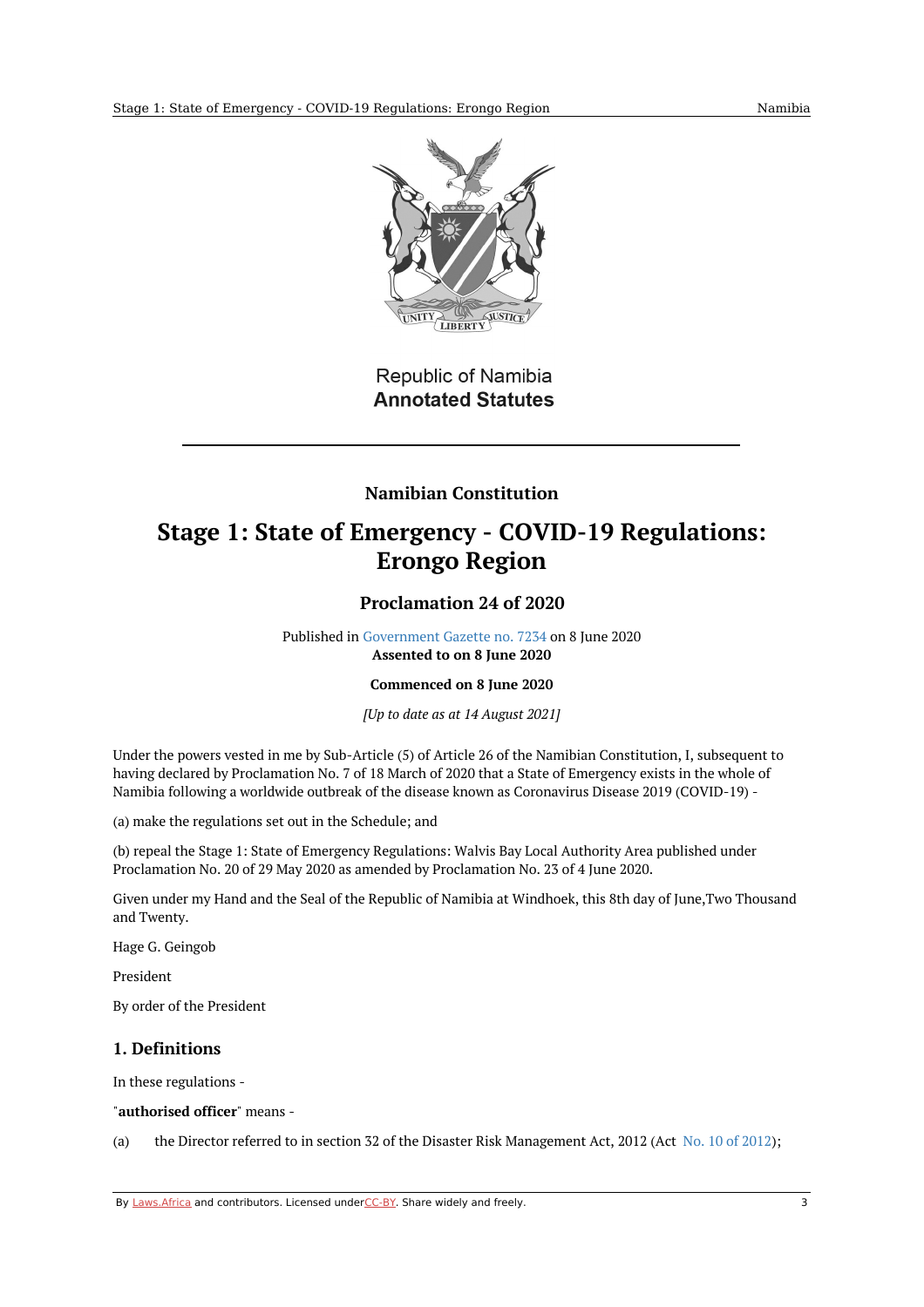Republic of Namibia
**Annotated Statutes**

## Namibian Constitution

# Stage 1: State of Emergency - COVID-19 Regulations: Erongo Region

## Proclamation 24 of 2020

Published in Government Gazette no. 7234 on 8 June 2020
**Assented to on 8 June 2020**

**Commenced on 8 June 2020**

*[Up to date as at 14 August 2021]*

Under the powers vested in me by Sub-Article (5) of Article 26 of the Namibian Constitution, I, subsequent to having declared by Proclamation No. 7 of 18 March of 2020 that a State of Emergency exists in the whole of Namibia following a worldwide outbreak of the disease known as Coronavirus Disease 2019 (COVID-19) -

(a) make the regulations set out in the Schedule; and

(b) repeal the Stage 1: State of Emergency Regulations: Walvis Bay Local Authority Area published under Proclamation No. 20 of 29 May 2020 as amended by Proclamation No. 23 of 4 June 2020.

Given under my Hand and the Seal of the Republic of Namibia at Windhoek, this 8th day of June,Two Thousand and Twenty.

Hage G. Geingob

President

By order of the President

### 1. Definitions

In these regulations -

"**authorised officer**" means -

(a) the Director referred to in section 32 of the Disaster Risk Management Act, 2012 (Act No. 10 of 2012);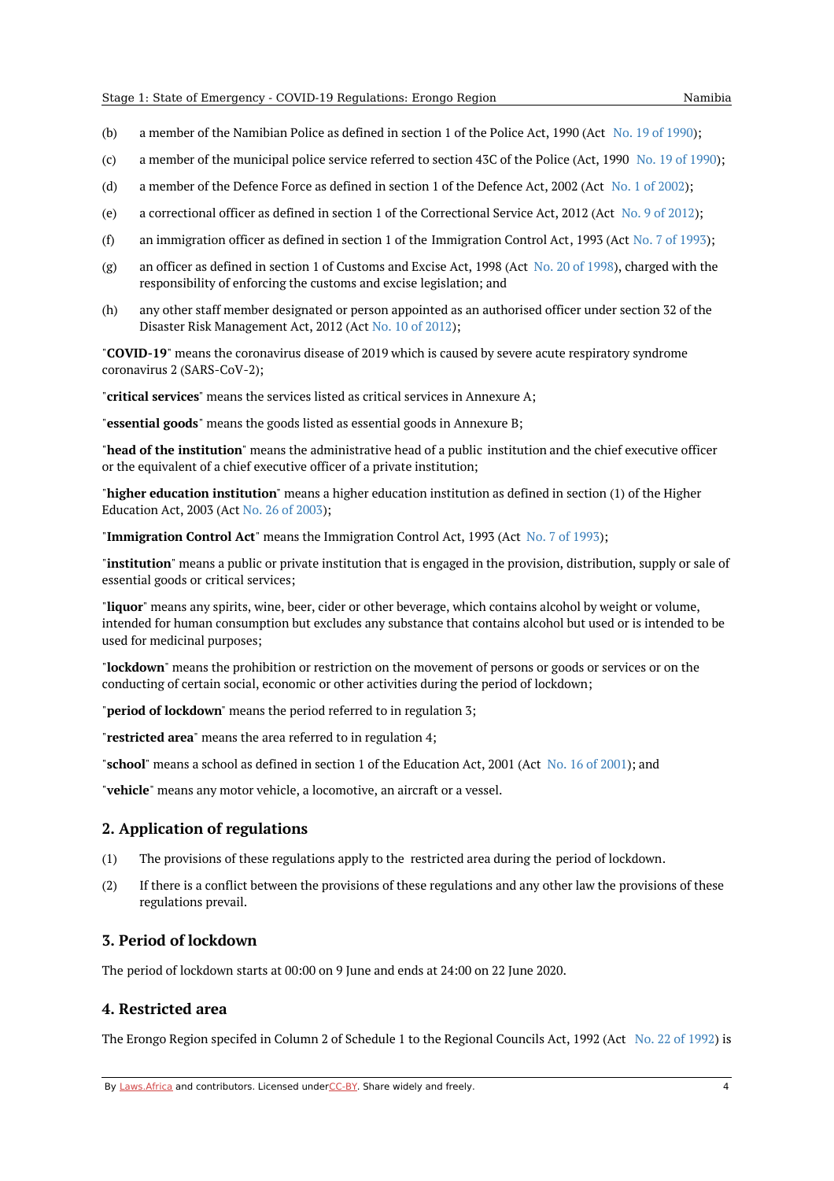(b) a member of the Namibian Police as defined in section 1 of the Police Act, 1990 (Act No. 19 of 1990);

(c) a member of the municipal police service referred to section 43C of the Police (Act, 1990 No. 19 of 1990);

(d) a member of the Defence Force as defined in section 1 of the Defence Act, 2002 (Act No. 1 of 2002);

(e) a correctional officer as defined in section 1 of the Correctional Service Act, 2012 (Act No. 9 of 2012);

(f) an immigration officer as defined in section 1 of the Immigration Control Act, 1993 (Act No. 7 of 1993);

(g) an officer as defined in section 1 of Customs and Excise Act, 1998 (Act No. 20 of 1998), charged with the responsibility of enforcing the customs and excise legislation; and

(h) any other staff member designated or person appointed as an authorised officer under section 32 of the Disaster Risk Management Act, 2012 (Act No. 10 of 2012);

"**COVID-19**" means the coronavirus disease of 2019 which is caused by severe acute respiratory syndrome coronavirus 2 (SARS-CoV-2);

"**critical services**" means the services listed as critical services in Annexure A;

"**essential goods**" means the goods listed as essential goods in Annexure B;

"**head of the institution**" means the administrative head of a public institution and the chief executive officer or the equivalent of a chief executive officer of a private institution;

"**higher education institution**" means a higher education institution as defined in section (1) of the Higher Education Act, 2003 (Act No. 26 of 2003);

"**Immigration Control Act**" means the Immigration Control Act, 1993 (Act No. 7 of 1993);

"**institution**" means a public or private institution that is engaged in the provision, distribution, supply or sale of essential goods or critical services;

"**liquor**" means any spirits, wine, beer, cider or other beverage, which contains alcohol by weight or volume, intended for human consumption but excludes any substance that contains alcohol but used or is intended to be used for medicinal purposes;

"**lockdown**" means the prohibition or restriction on the movement of persons or goods or services or on the conducting of certain social, economic or other activities during the period of lockdown;

"**period of lockdown**" means the period referred to in regulation 3;

"**restricted area**" means the area referred to in regulation 4;

"**school**" means a school as defined in section 1 of the Education Act, 2001 (Act No. 16 of 2001); and

"**vehicle**" means any motor vehicle, a locomotive, an aircraft or a vessel.

## 2. Application of regulations

(1) The provisions of these regulations apply to the restricted area during the period of lockdown.

(2) If there is a conflict between the provisions of these regulations and any other law the provisions of these regulations prevail.

## 3. Period of lockdown

The period of lockdown starts at 00:00 on 9 June and ends at 24:00 on 22 June 2020.

## 4. Restricted area

The Erongo Region specifed in Column 2 of Schedule 1 to the Regional Councils Act, 1992 (Act No. 22 of 1992) is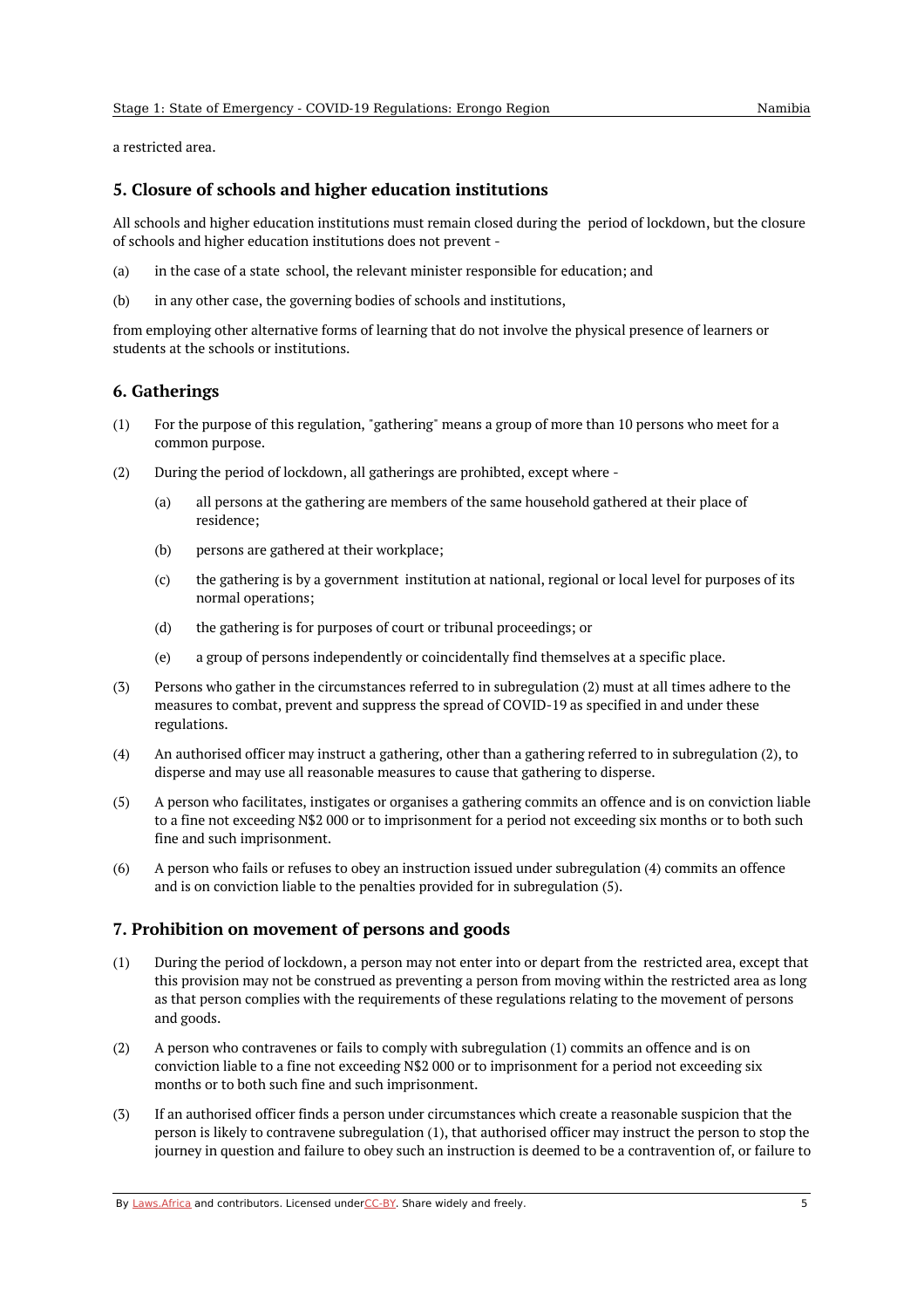a restricted area.

## 5. Closure of schools and higher education institutions

All schools and higher education institutions must remain closed during the period of lockdown, but the closure of schools and higher education institutions does not prevent -

(a) in the case of a state school, the relevant minister responsible for education; and

(b) in any other case, the governing bodies of schools and institutions,

from employing other alternative forms of learning that do not involve the physical presence of learners or students at the schools or institutions.

## 6. Gatherings

(1) For the purpose of this regulation, "gathering" means a group of more than 10 persons who meet for a common purpose.

(2) During the period of lockdown, all gatherings are prohibted, except where -

> (a) all persons at the gathering are members of the same household gathered at their place of residence;
>
> (b) persons are gathered at their workplace;
>
> (c) the gathering is by a government institution at national, regional or local level for purposes of its normal operations;
>
> (d) the gathering is for purposes of court or tribunal proceedings; or
>
> (e) a group of persons independently or coincidentally find themselves at a specific place.

(3) Persons who gather in the circumstances referred to in subregulation (2) must at all times adhere to the measures to combat, prevent and suppress the spread of COVID-19 as specified in and under these regulations.

(4) An authorised officer may instruct a gathering, other than a gathering referred to in subregulation (2), to disperse and may use all reasonable measures to cause that gathering to disperse.

(5) A person who facilitates, instigates or organises a gathering commits an offence and is on conviction liable to a fine not exceeding N$2 000 or to imprisonment for a period not exceeding six months or to both such fine and such imprisonment.

(6) A person who fails or refuses to obey an instruction issued under subregulation (4) commits an offence and is on conviction liable to the penalties provided for in subregulation (5).

## 7. Prohibition on movement of persons and goods

(1) During the period of lockdown, a person may not enter into or depart from the restricted area, except that this provision may not be construed as preventing a person from moving within the restricted area as long as that person complies with the requirements of these regulations relating to the movement of persons and goods.

(2) A person who contravenes or fails to comply with subregulation (1) commits an offence and is on conviction liable to a fine not exceeding N$2 000 or to imprisonment for a period not exceeding six months or to both such fine and such imprisonment.

(3) If an authorised officer finds a person under circumstances which create a reasonable suspicion that the person is likely to contravene subregulation (1), that authorised officer may instruct the person to stop the journey in question and failure to obey such an instruction is deemed to be a contravention of, or failure to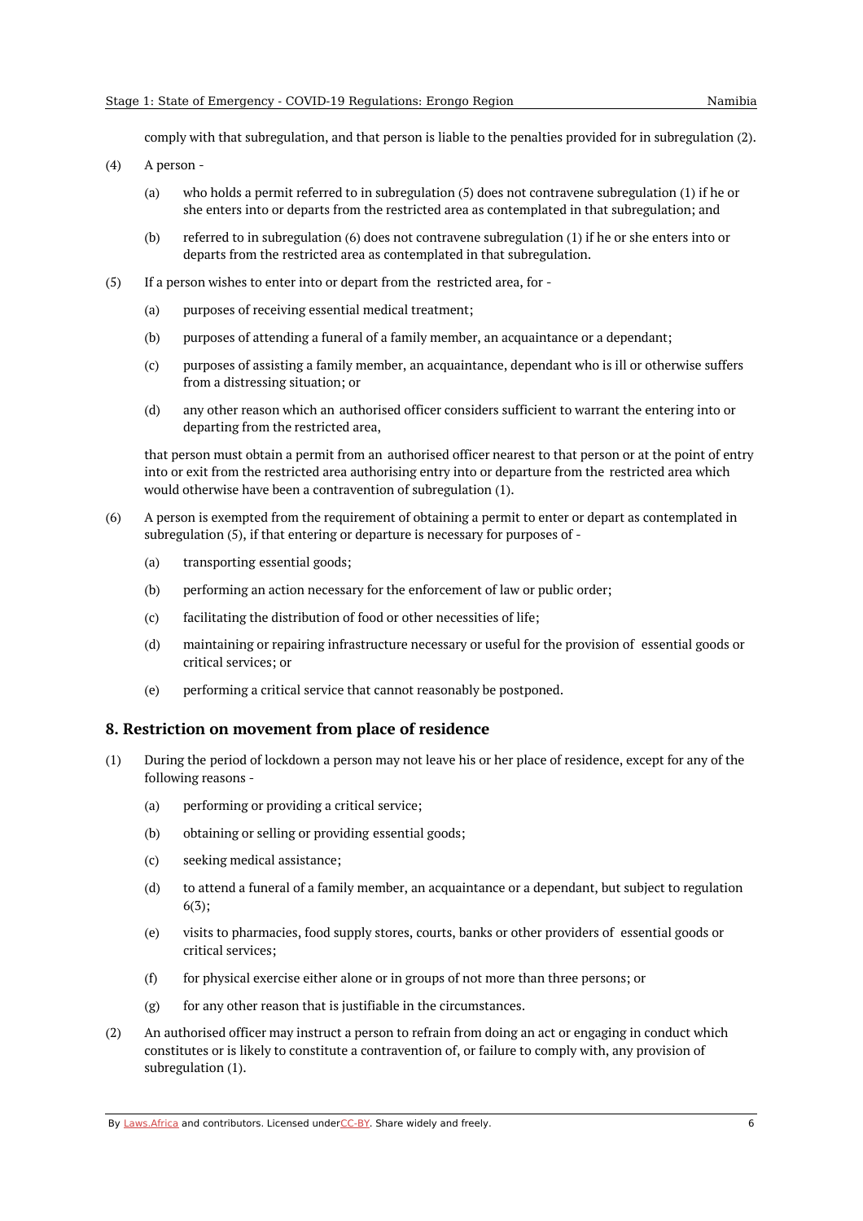comply with that subregulation, and that person is liable to the penalties provided for in subregulation (2).

(4) A person -

(a) who holds a permit referred to in subregulation (5) does not contravene subregulation (1) if he or she enters into or departs from the restricted area as contemplated in that subregulation; and

(b) referred to in subregulation (6) does not contravene subregulation (1) if he or she enters into or departs from the restricted area as contemplated in that subregulation.

(5) If a person wishes to enter into or depart from the restricted area, for -

(a) purposes of receiving essential medical treatment;

(b) purposes of attending a funeral of a family member, an acquaintance or a dependant;

(c) purposes of assisting a family member, an acquaintance, dependant who is ill or otherwise suffers from a distressing situation; or

(d) any other reason which an authorised officer considers sufficient to warrant the entering into or departing from the restricted area,

that person must obtain a permit from an authorised officer nearest to that person or at the point of entry into or exit from the restricted area authorising entry into or departure from the restricted area which would otherwise have been a contravention of subregulation (1).

(6) A person is exempted from the requirement of obtaining a permit to enter or depart as contemplated in subregulation (5), if that entering or departure is necessary for purposes of -

(a) transporting essential goods;

(b) performing an action necessary for the enforcement of law or public order;

(c) facilitating the distribution of food or other necessities of life;

(d) maintaining or repairing infrastructure necessary or useful for the provision of essential goods or critical services; or

(e) performing a critical service that cannot reasonably be postponed.

## 8. Restriction on movement from place of residence

(1) During the period of lockdown a person may not leave his or her place of residence, except for any of the following reasons -

(a) performing or providing a critical service;

(b) obtaining or selling or providing essential goods;

(c) seeking medical assistance;

(d) to attend a funeral of a family member, an acquaintance or a dependant, but subject to regulation 6(3);

(e) visits to pharmacies, food supply stores, courts, banks or other providers of essential goods or critical services;

(f) for physical exercise either alone or in groups of not more than three persons; or

(g) for any other reason that is justifiable in the circumstances.

(2) An authorised officer may instruct a person to refrain from doing an act or engaging in conduct which constitutes or is likely to constitute a contravention of, or failure to comply with, any provision of subregulation (1).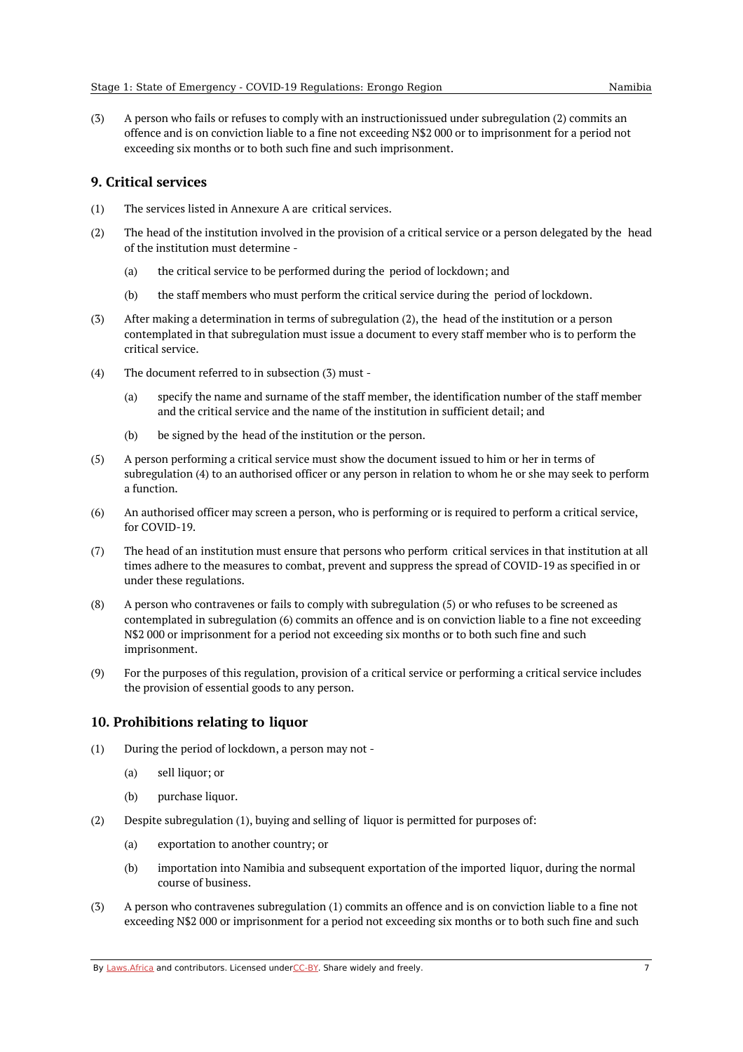(3) A person who fails or refuses to comply with an instructionissued under subregulation (2) commits an offence and is on conviction liable to a fine not exceeding N$2 000 or to imprisonment for a period not exceeding six months or to both such fine and such imprisonment.

## 9. Critical services

(1) The services listed in Annexure A are critical services.

(2) The head of the institution involved in the provision of a critical service or a person delegated by the head of the institution must determine -

   (a) the critical service to be performed during the period of lockdown; and

   (b) the staff members who must perform the critical service during the period of lockdown.

(3) After making a determination in terms of subregulation (2), the head of the institution or a person contemplated in that subregulation must issue a document to every staff member who is to perform the critical service.

(4) The document referred to in subsection (3) must -

   (a) specify the name and surname of the staff member, the identification number of the staff member and the critical service and the name of the institution in sufficient detail; and

   (b) be signed by the head of the institution or the person.

(5) A person performing a critical service must show the document issued to him or her in terms of subregulation (4) to an authorised officer or any person in relation to whom he or she may seek to perform a function.

(6) An authorised officer may screen a person, who is performing or is required to perform a critical service, for COVID-19.

(7) The head of an institution must ensure that persons who perform critical services in that institution at all times adhere to the measures to combat, prevent and suppress the spread of COVID-19 as specified in or under these regulations.

(8) A person who contravenes or fails to comply with subregulation (5) or who refuses to be screened as contemplated in subregulation (6) commits an offence and is on conviction liable to a fine not exceeding N$2 000 or imprisonment for a period not exceeding six months or to both such fine and such imprisonment.

(9) For the purposes of this regulation, provision of a critical service or performing a critical service includes the provision of essential goods to any person.

## 10. Prohibitions relating to liquor

(1) During the period of lockdown, a person may not -

   (a) sell liquor; or

   (b) purchase liquor.

(2) Despite subregulation (1), buying and selling of liquor is permitted for purposes of:

   (a) exportation to another country; or

   (b) importation into Namibia and subsequent exportation of the imported liquor, during the normal course of business.

(3) A person who contravenes subregulation (1) commits an offence and is on conviction liable to a fine not exceeding N$2 000 or imprisonment for a period not exceeding six months or to both such fine and such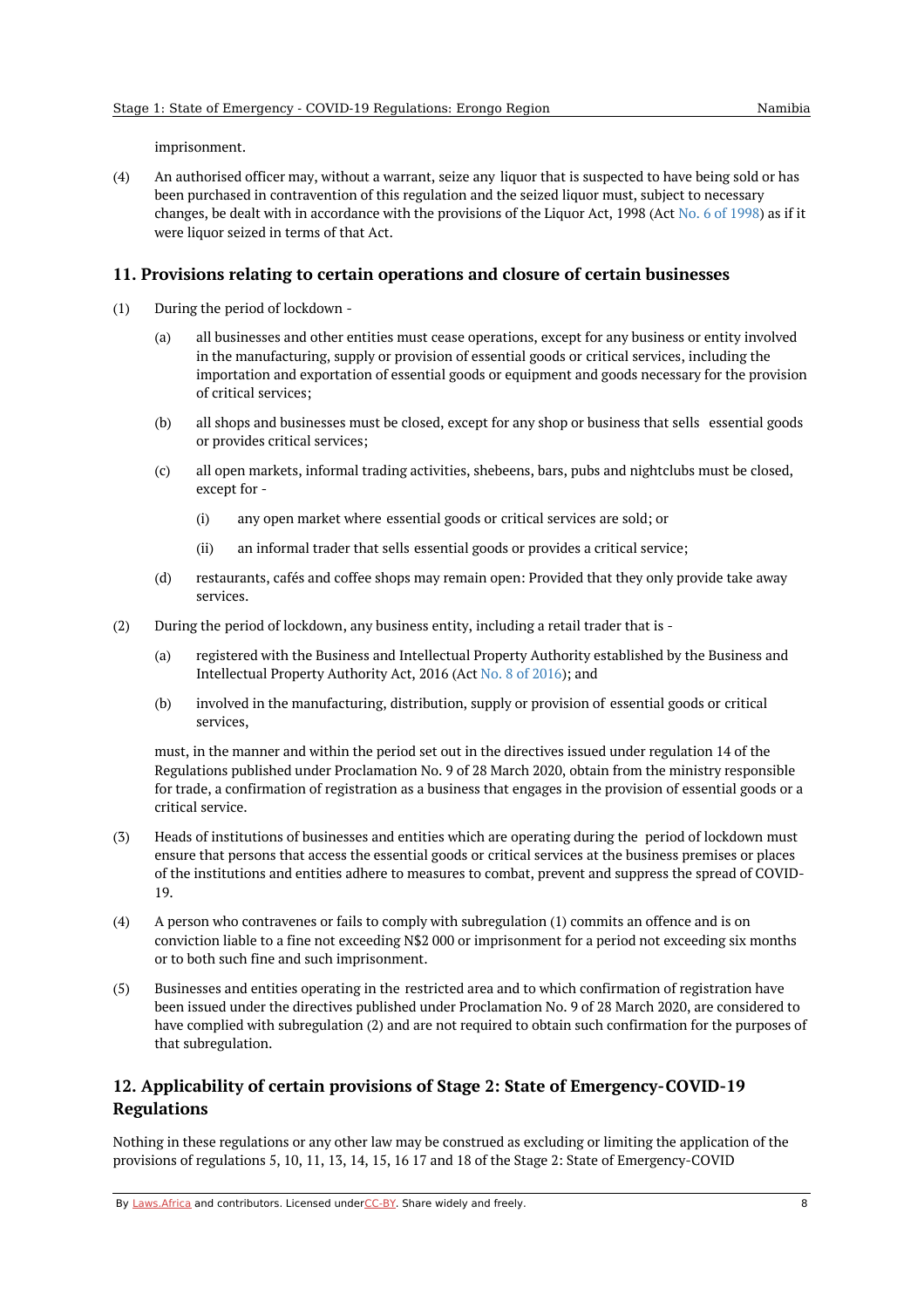imprisonment.

(4) An authorised officer may, without a warrant, seize any liquor that is suspected to have being sold or has been purchased in contravention of this regulation and the seized liquor must, subject to necessary changes, be dealt with in accordance with the provisions of the Liquor Act, 1998 (Act No. 6 of 1998) as if it were liquor seized in terms of that Act.

## 11. Provisions relating to certain operations and closure of certain businesses

(1) During the period of lockdown -

(a) all businesses and other entities must cease operations, except for any business or entity involved in the manufacturing, supply or provision of essential goods or critical services, including the importation and exportation of essential goods or equipment and goods necessary for the provision of critical services;

(b) all shops and businesses must be closed, except for any shop or business that sells essential goods or provides critical services;

(c) all open markets, informal trading activities, shebeens, bars, pubs and nightclubs must be closed, except for -

(i) any open market where essential goods or critical services are sold; or

(ii) an informal trader that sells essential goods or provides a critical service;

(d) restaurants, cafés and coffee shops may remain open: Provided that they only provide take away services.

(2) During the period of lockdown, any business entity, including a retail trader that is -

(a) registered with the Business and Intellectual Property Authority established by the Business and Intellectual Property Authority Act, 2016 (Act No. 8 of 2016); and

(b) involved in the manufacturing, distribution, supply or provision of essential goods or critical services,

must, in the manner and within the period set out in the directives issued under regulation 14 of the Regulations published under Proclamation No. 9 of 28 March 2020, obtain from the ministry responsible for trade, a confirmation of registration as a business that engages in the provision of essential goods or a critical service.

(3) Heads of institutions of businesses and entities which are operating during the period of lockdown must ensure that persons that access the essential goods or critical services at the business premises or places of the institutions and entities adhere to measures to combat, prevent and suppress the spread of COVID-19.

(4) A person who contravenes or fails to comply with subregulation (1) commits an offence and is on conviction liable to a fine not exceeding N$2 000 or imprisonment for a period not exceeding six months or to both such fine and such imprisonment.

(5) Businesses and entities operating in the restricted area and to which confirmation of registration have been issued under the directives published under Proclamation No. 9 of 28 March 2020, are considered to have complied with subregulation (2) and are not required to obtain such confirmation for the purposes of that subregulation.

## 12. Applicability of certain provisions of Stage 2: State of Emergency-COVID-19 Regulations

Nothing in these regulations or any other law may be construed as excluding or limiting the application of the provisions of regulations 5, 10, 11, 13, 14, 15, 16 17 and 18 of the Stage 2: State of Emergency-COVID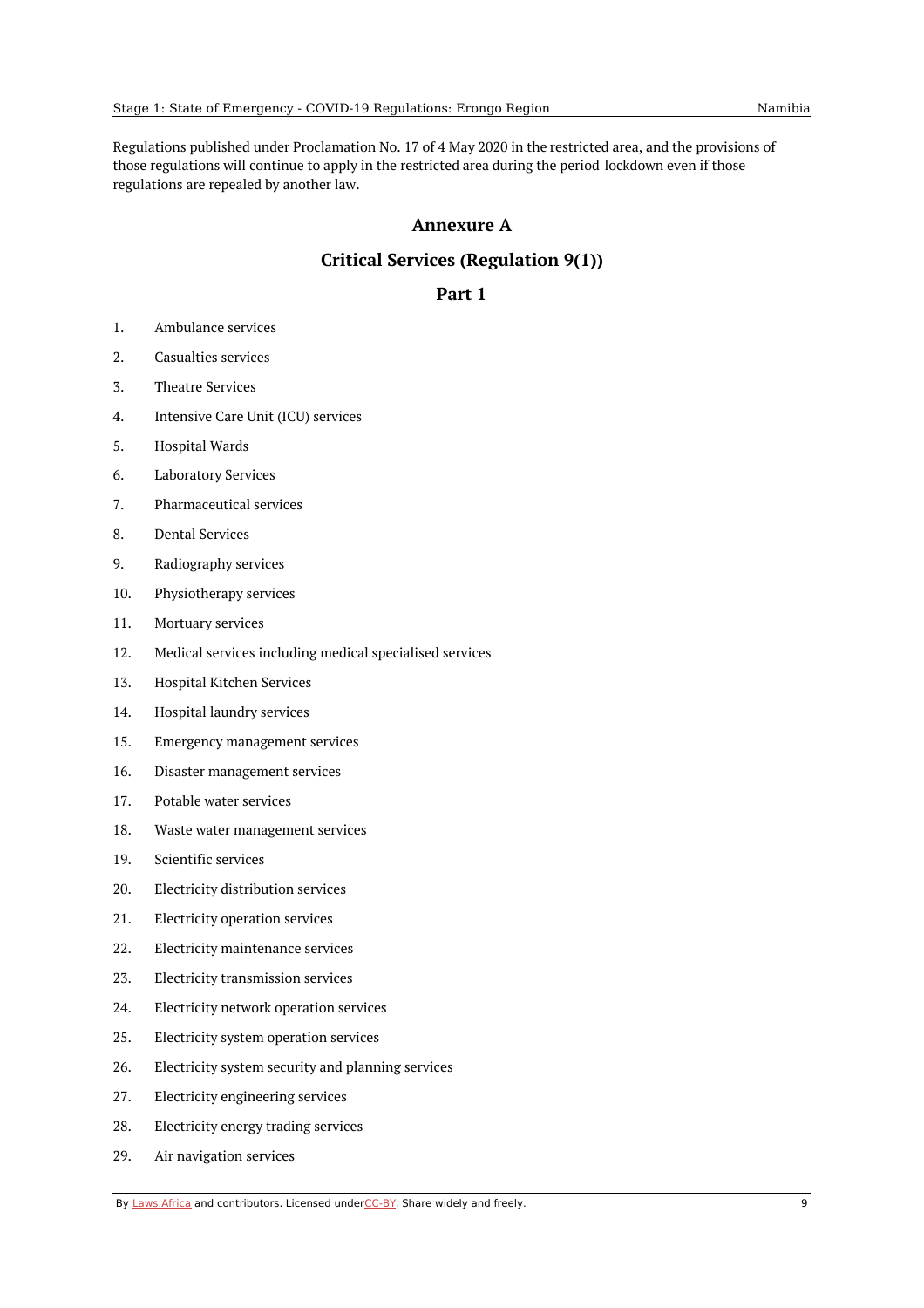Regulations published under Proclamation No. 17 of 4 May 2020 in the restricted area, and the provisions of those regulations will continue to apply in the restricted area during the period lockdown even if those regulations are repealed by another law.

## Annexure A

## Critical Services (Regulation 9(1))

### Part 1

1. Ambulance services
2. Casualties services
3. Theatre Services
4. Intensive Care Unit (ICU) services
5. Hospital Wards
6. Laboratory Services
7. Pharmaceutical services
8. Dental Services
9. Radiography services
10. Physiotherapy services
11. Mortuary services
12. Medical services including medical specialised services
13. Hospital Kitchen Services
14. Hospital laundry services
15. Emergency management services
16. Disaster management services
17. Potable water services
18. Waste water management services
19. Scientific services
20. Electricity distribution services
21. Electricity operation services
22. Electricity maintenance services
23. Electricity transmission services
24. Electricity network operation services
25. Electricity system operation services
26. Electricity system security and planning services
27. Electricity engineering services
28. Electricity energy trading services
29. Air navigation services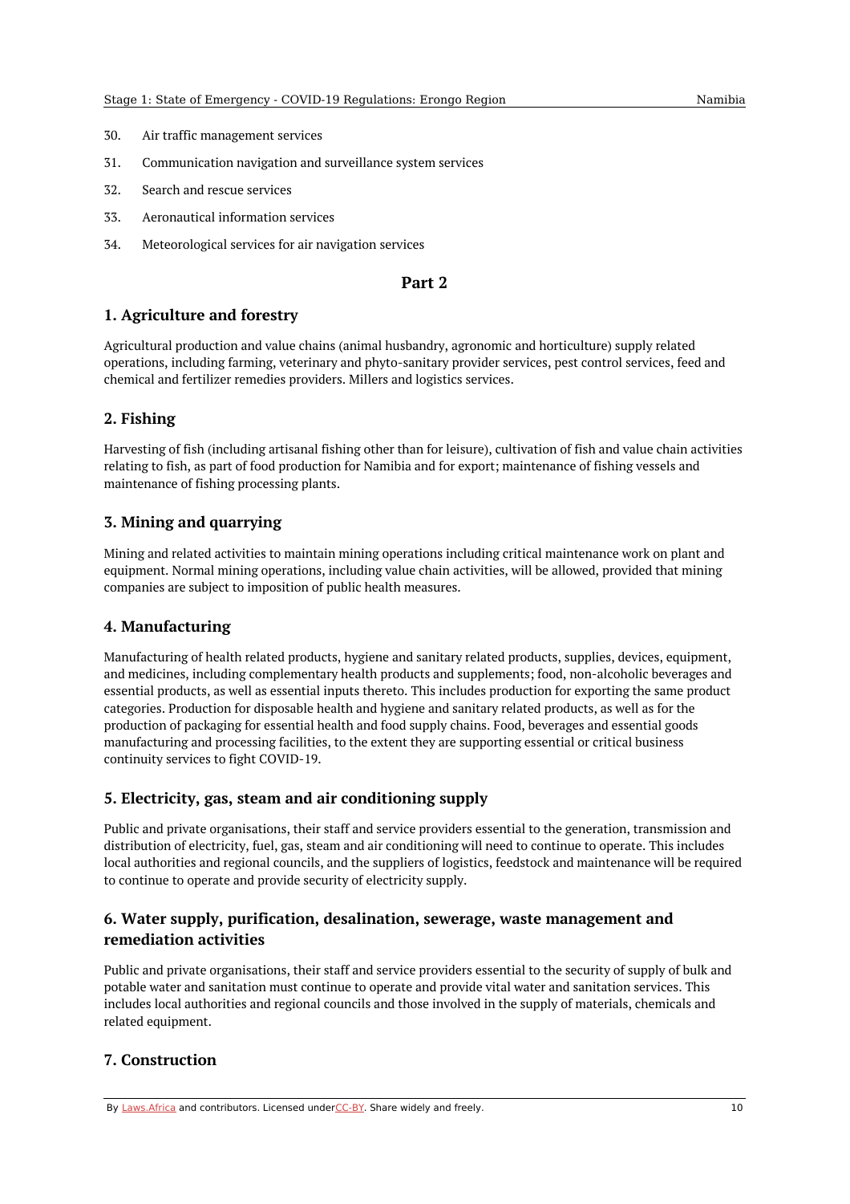30. Air traffic management services
31. Communication navigation and surveillance system services
32. Search and rescue services
33. Aeronautical information services
34. Meteorological services for air navigation services

## Part 2

### 1. Agriculture and forestry

Agricultural production and value chains (animal husbandry, agronomic and horticulture) supply related operations, including farming, veterinary and phyto-sanitary provider services, pest control services, feed and chemical and fertilizer remedies providers. Millers and logistics services.

### 2. Fishing

Harvesting of fish (including artisanal fishing other than for leisure), cultivation of fish and value chain activities relating to fish, as part of food production for Namibia and for export; maintenance of fishing vessels and maintenance of fishing processing plants.

### 3. Mining and quarrying

Mining and related activities to maintain mining operations including critical maintenance work on plant and equipment. Normal mining operations, including value chain activities, will be allowed, provided that mining companies are subject to imposition of public health measures.

### 4. Manufacturing

Manufacturing of health related products, hygiene and sanitary related products, supplies, devices, equipment, and medicines, including complementary health products and supplements; food, non-alcoholic beverages and essential products, as well as essential inputs thereto. This includes production for exporting the same product categories. Production for disposable health and hygiene and sanitary related products, as well as for the production of packaging for essential health and food supply chains. Food, beverages and essential goods manufacturing and processing facilities, to the extent they are supporting essential or critical business continuity services to fight COVID-19.

### 5. Electricity, gas, steam and air conditioning supply

Public and private organisations, their staff and service providers essential to the generation, transmission and distribution of electricity, fuel, gas, steam and air conditioning will need to continue to operate. This includes local authorities and regional councils, and the suppliers of logistics, feedstock and maintenance will be required to continue to operate and provide security of electricity supply.

### 6. Water supply, purification, desalination, sewerage, waste management and remediation activities

Public and private organisations, their staff and service providers essential to the security of supply of bulk and potable water and sanitation must continue to operate and provide vital water and sanitation services. This includes local authorities and regional councils and those involved in the supply of materials, chemicals and related equipment.

### 7. Construction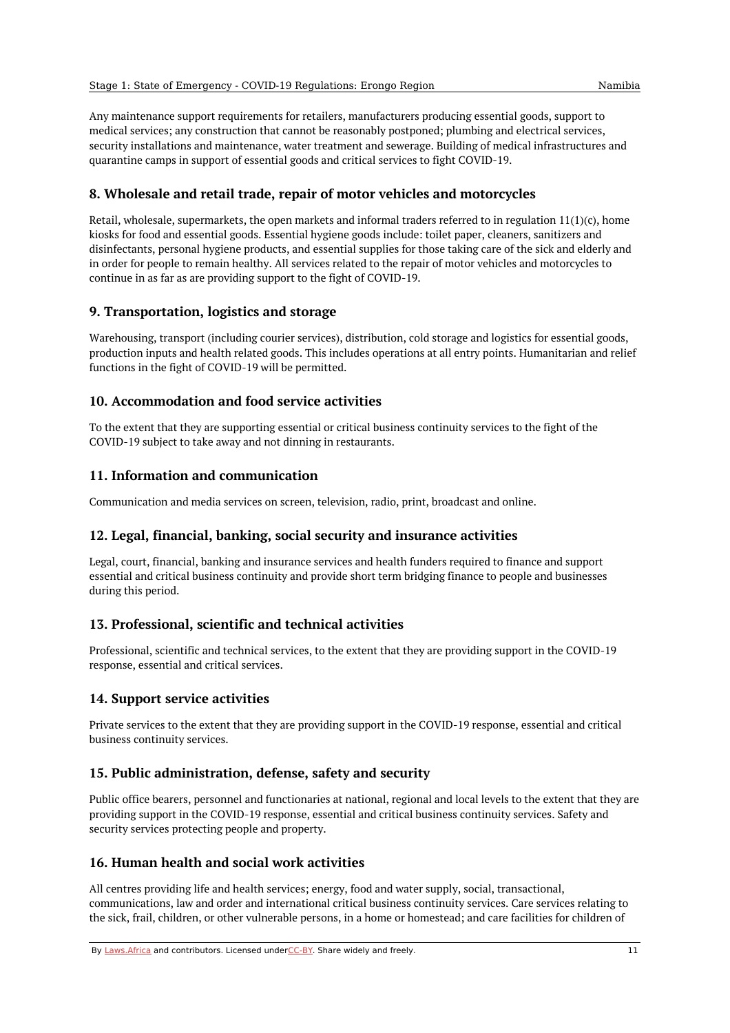Any maintenance support requirements for retailers, manufacturers producing essential goods, support to medical services; any construction that cannot be reasonably postponed; plumbing and electrical services, security installations and maintenance, water treatment and sewerage. Building of medical infrastructures and quarantine camps in support of essential goods and critical services to fight COVID-19.

## 8. Wholesale and retail trade, repair of motor vehicles and motorcycles

Retail, wholesale, supermarkets, the open markets and informal traders referred to in regulation 11(1)(c), home kiosks for food and essential goods. Essential hygiene goods include: toilet paper, cleaners, sanitizers and disinfectants, personal hygiene products, and essential supplies for those taking care of the sick and elderly and in order for people to remain healthy. All services related to the repair of motor vehicles and motorcycles to continue in as far as are providing support to the fight of COVID-19.

## 9. Transportation, logistics and storage

Warehousing, transport (including courier services), distribution, cold storage and logistics for essential goods, production inputs and health related goods. This includes operations at all entry points. Humanitarian and relief functions in the fight of COVID-19 will be permitted.

## 10. Accommodation and food service activities

To the extent that they are supporting essential or critical business continuity services to the fight of the COVID-19 subject to take away and not dinning in restaurants.

## 11. Information and communication

Communication and media services on screen, television, radio, print, broadcast and online.

## 12. Legal, financial, banking, social security and insurance activities

Legal, court, financial, banking and insurance services and health funders required to finance and support essential and critical business continuity and provide short term bridging finance to people and businesses during this period.

## 13. Professional, scientific and technical activities

Professional, scientific and technical services, to the extent that they are providing support in the COVID-19 response, essential and critical services.

## 14. Support service activities

Private services to the extent that they are providing support in the COVID-19 response, essential and critical business continuity services.

## 15. Public administration, defense, safety and security

Public office bearers, personnel and functionaries at national, regional and local levels to the extent that they are providing support in the COVID-19 response, essential and critical business continuity services. Safety and security services protecting people and property.

## 16. Human health and social work activities

All centres providing life and health services; energy, food and water supply, social, transactional, communications, law and order and international critical business continuity services. Care services relating to the sick, frail, children, or other vulnerable persons, in a home or homestead; and care facilities for children of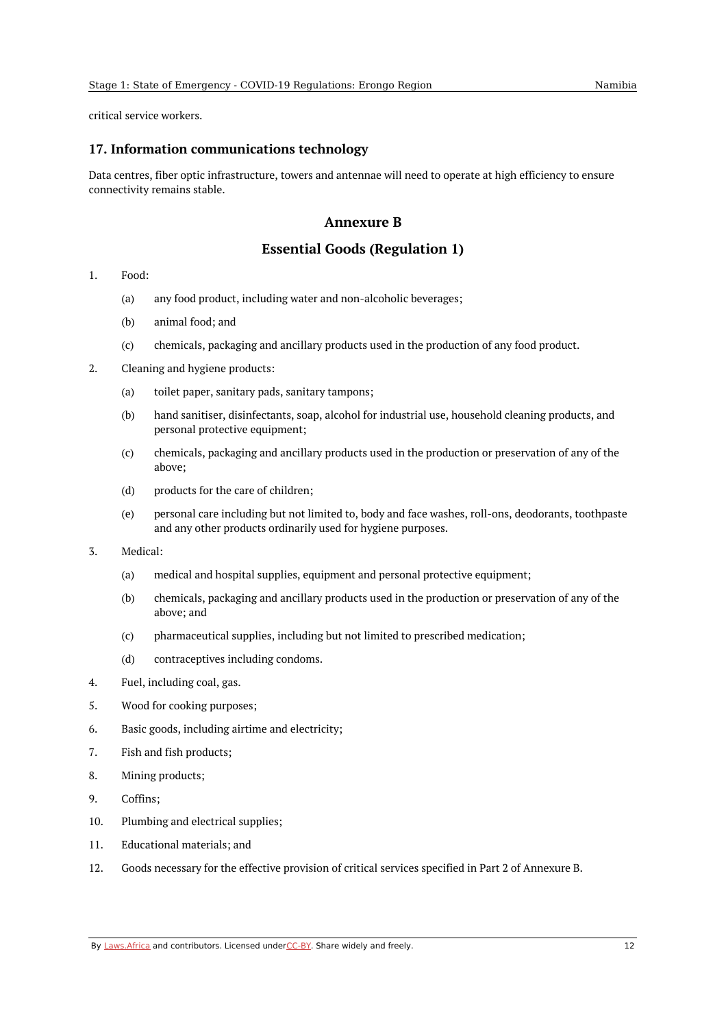critical service workers.

### 17. Information communications technology

Data centres, fiber optic infrastructure, towers and antennae will need to operate at high efficiency to ensure connectivity remains stable.

## Annexure B

## Essential Goods (Regulation 1)

1. Food:

    (a) any food product, including water and non-alcoholic beverages;

    (b) animal food; and

    (c) chemicals, packaging and ancillary products used in the production of any food product.

2. Cleaning and hygiene products:

    (a) toilet paper, sanitary pads, sanitary tampons;

    (b) hand sanitiser, disinfectants, soap, alcohol for industrial use, household cleaning products, and personal protective equipment;

    (c) chemicals, packaging and ancillary products used in the production or preservation of any of the above;

    (d) products for the care of children;

    (e) personal care including but not limited to, body and face washes, roll-ons, deodorants, toothpaste and any other products ordinarily used for hygiene purposes.

3. Medical:

    (a) medical and hospital supplies, equipment and personal protective equipment;

    (b) chemicals, packaging and ancillary products used in the production or preservation of any of the above; and

    (c) pharmaceutical supplies, including but not limited to prescribed medication;

    (d) contraceptives including condoms.

4. Fuel, including coal, gas.

5. Wood for cooking purposes;

6. Basic goods, including airtime and electricity;

7. Fish and fish products;

8. Mining products;

9. Coffins;

10. Plumbing and electrical supplies;

11. Educational materials; and

12. Goods necessary for the effective provision of critical services specified in Part 2 of Annexure B.